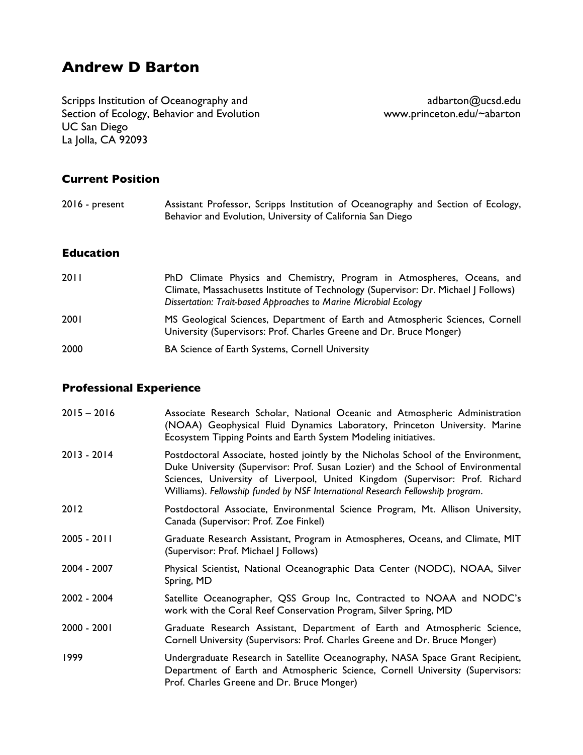# Andrew D Barton

Scripps Institution of Oceanography and
Section of Ecology, Behavior and Evolution
UC San Diego
La Jolla, CA 92093

adbarton@ucsd.edu
www.princeton.edu/~abarton

## Current Position

| | |
|---|---|
| 2016 - present | Assistant Professor, Scripps Institution of Oceanography and Section of Ecology, Behavior and Evolution, University of California San Diego |

## Education

| | |
|---|---|
| 2011 | PhD Climate Physics and Chemistry, Program in Atmospheres, Oceans, and Climate, Massachusetts Institute of Technology (Supervisor: Dr. Michael J Follows) *Dissertation: Trait-based Approaches to Marine Microbial Ecology* |
| 2001 | MS Geological Sciences, Department of Earth and Atmospheric Sciences, Cornell University (Supervisors: Prof. Charles Greene and Dr. Bruce Monger) |
| 2000 | BA Science of Earth Systems, Cornell University |

## Professional Experience

| | |
|---|---|
| 2015 – 2016 | Associate Research Scholar, National Oceanic and Atmospheric Administration (NOAA) Geophysical Fluid Dynamics Laboratory, Princeton University. Marine Ecosystem Tipping Points and Earth System Modeling initiatives. |
| 2013 - 2014 | Postdoctoral Associate, hosted jointly by the Nicholas School of the Environment, Duke University (Supervisor: Prof. Susan Lozier) and the School of Environmental Sciences, University of Liverpool, United Kingdom (Supervisor: Prof. Richard Williams). *Fellowship funded by NSF International Research Fellowship program*. |
| 2012 | Postdoctoral Associate, Environmental Science Program, Mt. Allison University, Canada (Supervisor: Prof. Zoe Finkel) |
| 2005 - 2011 | Graduate Research Assistant, Program in Atmospheres, Oceans, and Climate, MIT (Supervisor: Prof. Michael J Follows) |
| 2004 - 2007 | Physical Scientist, National Oceanographic Data Center (NODC), NOAA, Silver Spring, MD |
| 2002 - 2004 | Satellite Oceanographer, QSS Group Inc, Contracted to NOAA and NODC's work with the Coral Reef Conservation Program, Silver Spring, MD |
| 2000 - 2001 | Graduate Research Assistant, Department of Earth and Atmospheric Science, Cornell University (Supervisors: Prof. Charles Greene and Dr. Bruce Monger) |
| 1999 | Undergraduate Research in Satellite Oceanography, NASA Space Grant Recipient, Department of Earth and Atmospheric Science, Cornell University (Supervisors: Prof. Charles Greene and Dr. Bruce Monger) |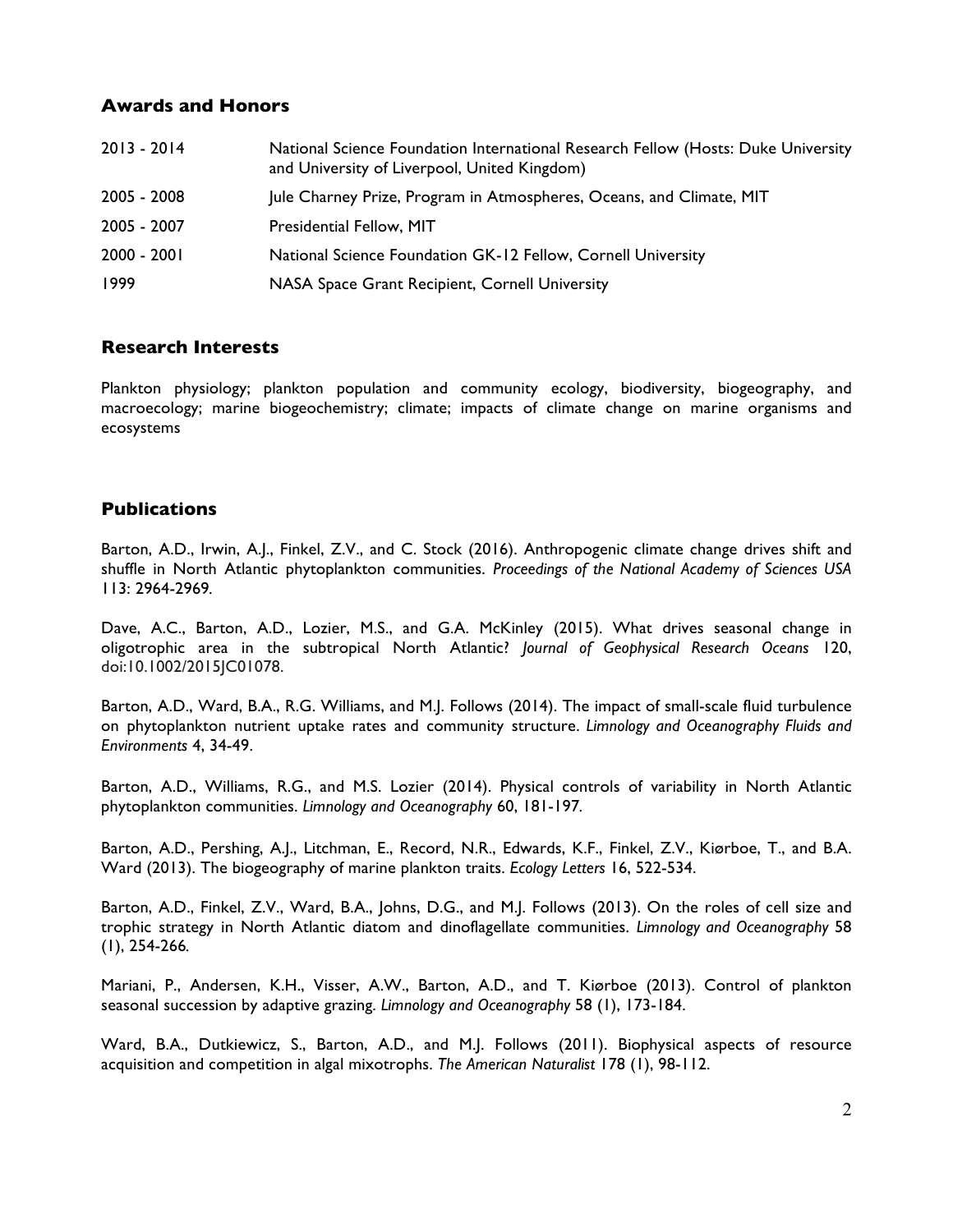## Awards and Honors

| | |
|---|---|
| 2013 - 2014 | National Science Foundation International Research Fellow (Hosts: Duke University and University of Liverpool, United Kingdom) |
| 2005 - 2008 | Jule Charney Prize, Program in Atmospheres, Oceans, and Climate, MIT |
| 2005 - 2007 | Presidential Fellow, MIT |
| 2000 - 2001 | National Science Foundation GK-12 Fellow, Cornell University |
| 1999 | NASA Space Grant Recipient, Cornell University |

## Research Interests

Plankton physiology; plankton population and community ecology, biodiversity, biogeography, and macroecology; marine biogeochemistry; climate; impacts of climate change on marine organisms and ecosystems

## Publications

Barton, A.D., Irwin, A.J., Finkel, Z.V., and C. Stock (2016). Anthropogenic climate change drives shift and shuffle in North Atlantic phytoplankton communities. *Proceedings of the National Academy of Sciences USA* 113: 2964-2969.

Dave, A.C., Barton, A.D., Lozier, M.S., and G.A. McKinley (2015). What drives seasonal change in oligotrophic area in the subtropical North Atlantic? *Journal of Geophysical Research Oceans* 120, doi:10.1002/2015JC01078.

Barton, A.D., Ward, B.A., R.G. Williams, and M.J. Follows (2014). The impact of small-scale fluid turbulence on phytoplankton nutrient uptake rates and community structure. *Limnology and Oceanography Fluids and Environments* 4, 34-49.

Barton, A.D., Williams, R.G., and M.S. Lozier (2014). Physical controls of variability in North Atlantic phytoplankton communities. *Limnology and Oceanography* 60, 181-197.

Barton, A.D., Pershing, A.J., Litchman, E., Record, N.R., Edwards, K.F., Finkel, Z.V., Kiørboe, T., and B.A. Ward (2013). The biogeography of marine plankton traits. *Ecology Letters* 16, 522-534.

Barton, A.D., Finkel, Z.V., Ward, B.A., Johns, D.G., and M.J. Follows (2013). On the roles of cell size and trophic strategy in North Atlantic diatom and dinoflagellate communities. *Limnology and Oceanography* 58 (1), 254-266.

Mariani, P., Andersen, K.H., Visser, A.W., Barton, A.D., and T. Kiørboe (2013). Control of plankton seasonal succession by adaptive grazing. *Limnology and Oceanography* 58 (1), 173-184.

Ward, B.A., Dutkiewicz, S., Barton, A.D., and M.J. Follows (2011). Biophysical aspects of resource acquisition and competition in algal mixotrophs. *The American Naturalist* 178 (1), 98-112.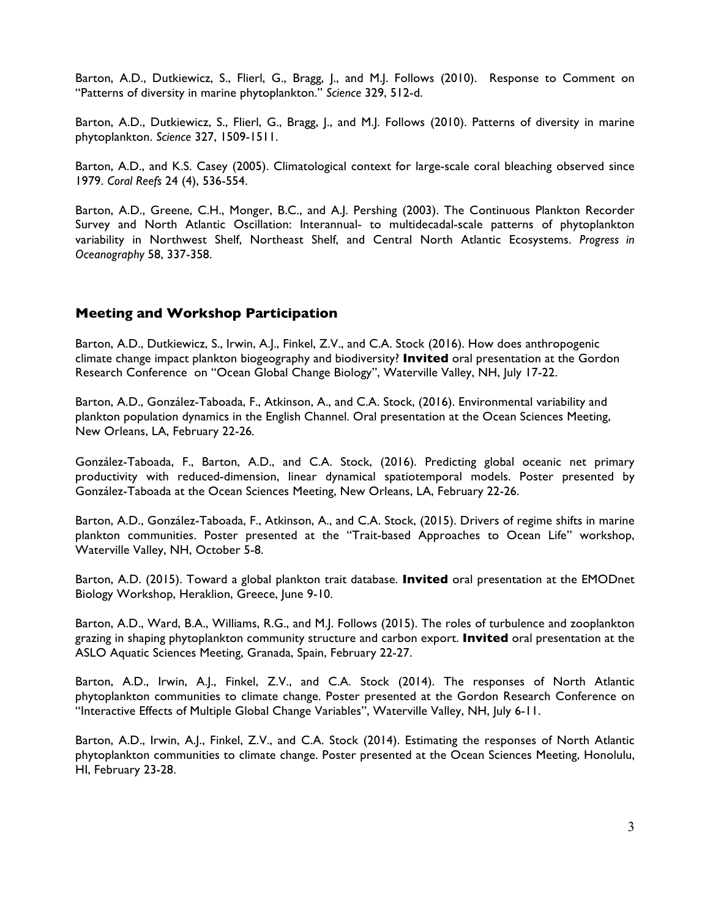Barton, A.D., Dutkiewicz, S., Flierl, G., Bragg, J., and M.J. Follows (2010). Response to Comment on "Patterns of diversity in marine phytoplankton." *Science* 329, 512-d.

Barton, A.D., Dutkiewicz, S., Flierl, G., Bragg, J., and M.J. Follows (2010). Patterns of diversity in marine phytoplankton. *Science* 327, 1509-1511.

Barton, A.D., and K.S. Casey (2005). Climatological context for large-scale coral bleaching observed since 1979. *Coral Reefs* 24 (4), 536-554.

Barton, A.D., Greene, C.H., Monger, B.C., and A.J. Pershing (2003). The Continuous Plankton Recorder Survey and North Atlantic Oscillation: Interannual- to multidecadal-scale patterns of phytoplankton variability in Northwest Shelf, Northeast Shelf, and Central North Atlantic Ecosystems. *Progress in Oceanography* 58, 337-358.

## Meeting and Workshop Participation

Barton, A.D., Dutkiewicz, S., Irwin, A.J., Finkel, Z.V., and C.A. Stock (2016). How does anthropogenic climate change impact plankton biogeography and biodiversity? **Invited** oral presentation at the Gordon Research Conference on "Ocean Global Change Biology", Waterville Valley, NH, July 17-22.

Barton, A.D., González-Taboada, F., Atkinson, A., and C.A. Stock, (2016). Environmental variability and plankton population dynamics in the English Channel. Oral presentation at the Ocean Sciences Meeting, New Orleans, LA, February 22-26.

González-Taboada, F., Barton, A.D., and C.A. Stock, (2016). Predicting global oceanic net primary productivity with reduced-dimension, linear dynamical spatiotemporal models. Poster presented by González-Taboada at the Ocean Sciences Meeting, New Orleans, LA, February 22-26.

Barton, A.D., González-Taboada, F., Atkinson, A., and C.A. Stock, (2015). Drivers of regime shifts in marine plankton communities. Poster presented at the "Trait-based Approaches to Ocean Life" workshop, Waterville Valley, NH, October 5-8.

Barton, A.D. (2015). Toward a global plankton trait database. **Invited** oral presentation at the EMODnet Biology Workshop, Heraklion, Greece, June 9-10.

Barton, A.D., Ward, B.A., Williams, R.G., and M.J. Follows (2015). The roles of turbulence and zooplankton grazing in shaping phytoplankton community structure and carbon export. **Invited** oral presentation at the ASLO Aquatic Sciences Meeting, Granada, Spain, February 22-27.

Barton, A.D., Irwin, A.J., Finkel, Z.V., and C.A. Stock (2014). The responses of North Atlantic phytoplankton communities to climate change. Poster presented at the Gordon Research Conference on "Interactive Effects of Multiple Global Change Variables", Waterville Valley, NH, July 6-11.

Barton, A.D., Irwin, A.J., Finkel, Z.V., and C.A. Stock (2014). Estimating the responses of North Atlantic phytoplankton communities to climate change. Poster presented at the Ocean Sciences Meeting, Honolulu, HI, February 23-28.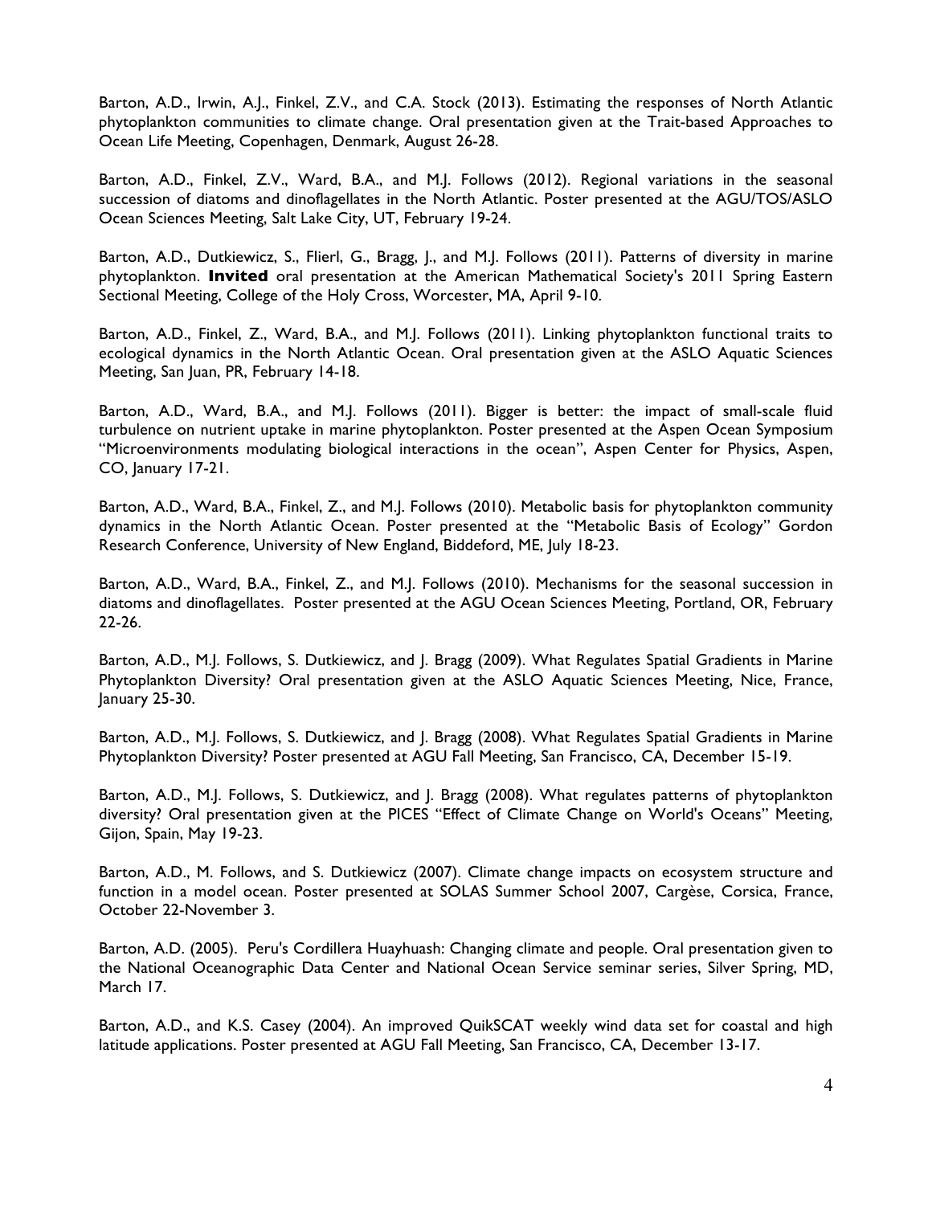Barton, A.D., Irwin, A.J., Finkel, Z.V., and C.A. Stock (2013). Estimating the responses of North Atlantic phytoplankton communities to climate change. Oral presentation given at the Trait-based Approaches to Ocean Life Meeting, Copenhagen, Denmark, August 26-28.

Barton, A.D., Finkel, Z.V., Ward, B.A., and M.J. Follows (2012). Regional variations in the seasonal succession of diatoms and dinoflagellates in the North Atlantic. Poster presented at the AGU/TOS/ASLO Ocean Sciences Meeting, Salt Lake City, UT, February 19-24.

Barton, A.D., Dutkiewicz, S., Flierl, G., Bragg, J., and M.J. Follows (2011). Patterns of diversity in marine phytoplankton. **Invited** oral presentation at the American Mathematical Society's 2011 Spring Eastern Sectional Meeting, College of the Holy Cross, Worcester, MA, April 9-10.

Barton, A.D., Finkel, Z., Ward, B.A., and M.J. Follows (2011). Linking phytoplankton functional traits to ecological dynamics in the North Atlantic Ocean. Oral presentation given at the ASLO Aquatic Sciences Meeting, San Juan, PR, February 14-18.

Barton, A.D., Ward, B.A., and M.J. Follows (2011). Bigger is better: the impact of small-scale fluid turbulence on nutrient uptake in marine phytoplankton. Poster presented at the Aspen Ocean Symposium "Microenvironments modulating biological interactions in the ocean", Aspen Center for Physics, Aspen, CO, January 17-21.

Barton, A.D., Ward, B.A., Finkel, Z., and M.J. Follows (2010). Metabolic basis for phytoplankton community dynamics in the North Atlantic Ocean. Poster presented at the "Metabolic Basis of Ecology" Gordon Research Conference, University of New England, Biddeford, ME, July 18-23.

Barton, A.D., Ward, B.A., Finkel, Z., and M.J. Follows (2010). Mechanisms for the seasonal succession in diatoms and dinoflagellates. Poster presented at the AGU Ocean Sciences Meeting, Portland, OR, February 22-26.

Barton, A.D., M.J. Follows, S. Dutkiewicz, and J. Bragg (2009). What Regulates Spatial Gradients in Marine Phytoplankton Diversity? Oral presentation given at the ASLO Aquatic Sciences Meeting, Nice, France, January 25-30.

Barton, A.D., M.J. Follows, S. Dutkiewicz, and J. Bragg (2008). What Regulates Spatial Gradients in Marine Phytoplankton Diversity? Poster presented at AGU Fall Meeting, San Francisco, CA, December 15-19.

Barton, A.D., M.J. Follows, S. Dutkiewicz, and J. Bragg (2008). What regulates patterns of phytoplankton diversity? Oral presentation given at the PICES "Effect of Climate Change on World's Oceans" Meeting, Gijon, Spain, May 19-23.

Barton, A.D., M. Follows, and S. Dutkiewicz (2007). Climate change impacts on ecosystem structure and function in a model ocean. Poster presented at SOLAS Summer School 2007, Cargèse, Corsica, France, October 22-November 3.

Barton, A.D. (2005). Peru's Cordillera Huayhuash: Changing climate and people. Oral presentation given to the National Oceanographic Data Center and National Ocean Service seminar series, Silver Spring, MD, March 17.

Barton, A.D., and K.S. Casey (2004). An improved QuikSCAT weekly wind data set for coastal and high latitude applications. Poster presented at AGU Fall Meeting, San Francisco, CA, December 13-17.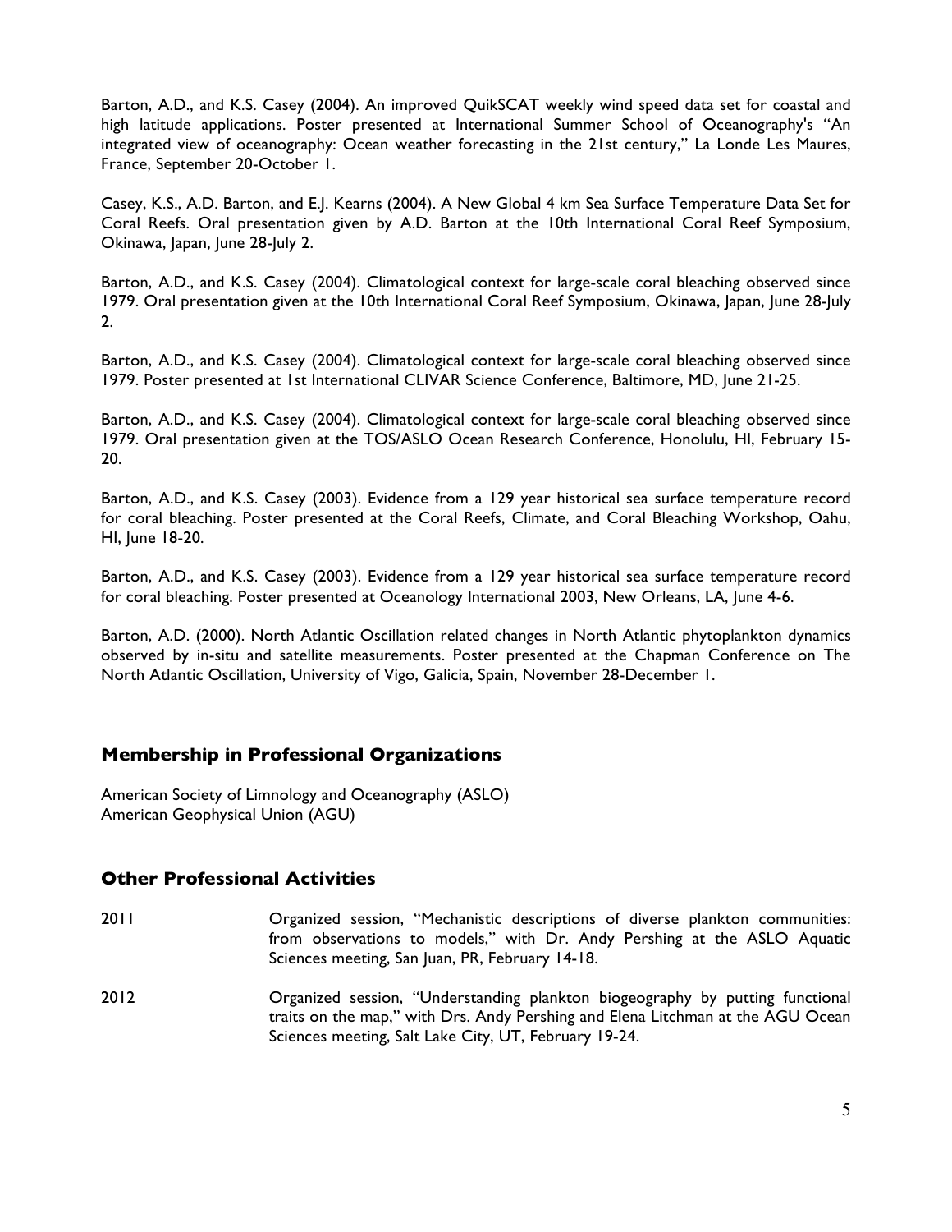Barton, A.D., and K.S. Casey (2004). An improved QuikSCAT weekly wind speed data set for coastal and high latitude applications. Poster presented at International Summer School of Oceanography's "An integrated view of oceanography: Ocean weather forecasting in the 21st century," La Londe Les Maures, France, September 20-October 1.

Casey, K.S., A.D. Barton, and E.J. Kearns (2004). A New Global 4 km Sea Surface Temperature Data Set for Coral Reefs. Oral presentation given by A.D. Barton at the 10th International Coral Reef Symposium, Okinawa, Japan, June 28-July 2.

Barton, A.D., and K.S. Casey (2004). Climatological context for large-scale coral bleaching observed since 1979. Oral presentation given at the 10th International Coral Reef Symposium, Okinawa, Japan, June 28-July 2.

Barton, A.D., and K.S. Casey (2004). Climatological context for large-scale coral bleaching observed since 1979. Poster presented at 1st International CLIVAR Science Conference, Baltimore, MD, June 21-25.

Barton, A.D., and K.S. Casey (2004). Climatological context for large-scale coral bleaching observed since 1979. Oral presentation given at the TOS/ASLO Ocean Research Conference, Honolulu, HI, February 15-20.

Barton, A.D., and K.S. Casey (2003). Evidence from a 129 year historical sea surface temperature record for coral bleaching. Poster presented at the Coral Reefs, Climate, and Coral Bleaching Workshop, Oahu, HI, June 18-20.

Barton, A.D., and K.S. Casey (2003). Evidence from a 129 year historical sea surface temperature record for coral bleaching. Poster presented at Oceanology International 2003, New Orleans, LA, June 4-6.

Barton, A.D. (2000). North Atlantic Oscillation related changes in North Atlantic phytoplankton dynamics observed by in-situ and satellite measurements. Poster presented at the Chapman Conference on The North Atlantic Oscillation, University of Vigo, Galicia, Spain, November 28-December 1.

## Membership in Professional Organizations

American Society of Limnology and Oceanography (ASLO)
American Geophysical Union (AGU)

## Other Professional Activities

2011 Organized session, "Mechanistic descriptions of diverse plankton communities: from observations to models," with Dr. Andy Pershing at the ASLO Aquatic Sciences meeting, San Juan, PR, February 14-18.

2012 Organized session, "Understanding plankton biogeography by putting functional traits on the map," with Drs. Andy Pershing and Elena Litchman at the AGU Ocean Sciences meeting, Salt Lake City, UT, February 19-24.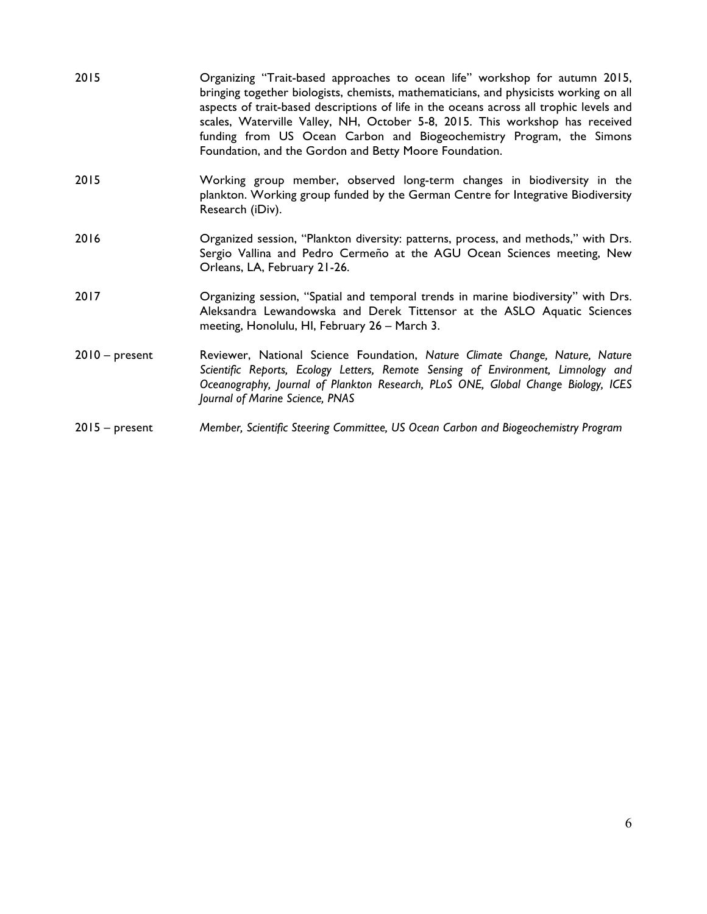| | |
|---|---|
| 2015 | Organizing "Trait-based approaches to ocean life" workshop for autumn 2015, bringing together biologists, chemists, mathematicians, and physicists working on all aspects of trait-based descriptions of life in the oceans across all trophic levels and scales, Waterville Valley, NH, October 5-8, 2015. This workshop has received funding from US Ocean Carbon and Biogeochemistry Program, the Simons Foundation, and the Gordon and Betty Moore Foundation. |
| 2015 | Working group member, observed long-term changes in biodiversity in the plankton. Working group funded by the German Centre for Integrative Biodiversity Research (iDiv). |
| 2016 | Organized session, "Plankton diversity: patterns, process, and methods," with Drs. Sergio Vallina and Pedro Cermeño at the AGU Ocean Sciences meeting, New Orleans, LA, February 21-26. |
| 2017 | Organizing session, "Spatial and temporal trends in marine biodiversity" with Drs. Aleksandra Lewandowska and Derek Tittensor at the ASLO Aquatic Sciences meeting, Honolulu, HI, February 26 – March 3. |
| 2010 – present | Reviewer, National Science Foundation, *Nature Climate Change, Nature, Nature Scientific Reports, Ecology Letters, Remote Sensing of Environment, Limnology and Oceanography, Journal of Plankton Research, PLoS ONE, Global Change Biology, ICES Journal of Marine Science, PNAS* |
| 2015 – present | *Member, Scientific Steering Committee, US Ocean Carbon and Biogeochemistry Program* |